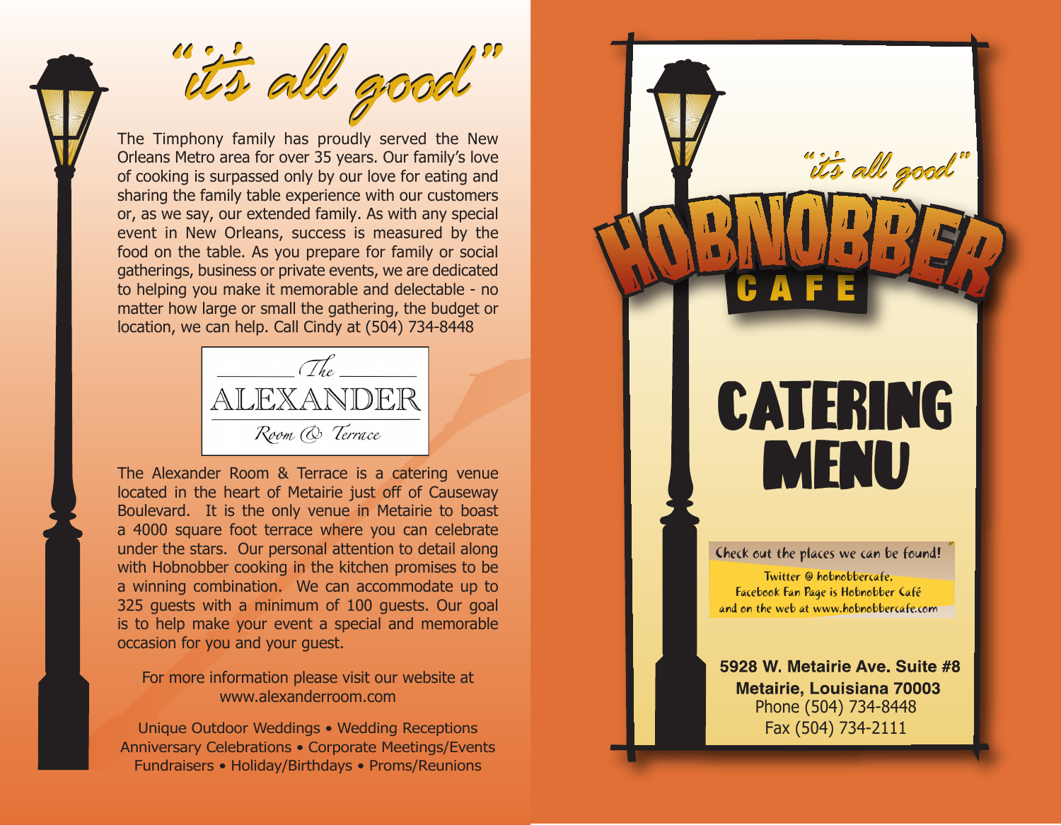# "it's all good"

The Timphony family has proudly served the New Orleans Metro area for over 35 years. Our family's love of cooking is surpassed only by our love for eating and sharing the family table experience with our customers or, as we say, our extended family. As with any special event in New Orleans, success is measured by the food on the table. As you prepare for family or social gatherings, business or private events, we are dedicated to helping you make it memorable and delectable - no matter how large or small the gathering, the budget or location, we can help. Call Cindy at (504) 734-8448

*The*
**ALEXANDER**
*Room & Terrace*

The Alexander Room & Terrace is a catering venue located in the heart of Metairie just off of Causeway Boulevard. It is the only venue in Metairie to boast a 4000 square foot terrace where you can celebrate under the stars. Our personal attention to detail along with Hobnobber cooking in the kitchen promises to be a winning combination. We can accommodate up to 325 guests with a minimum of 100 guests. Our goal is to help make your event a special and memorable occasion for you and your guest.

For more information please visit our website at www.alexanderroom.com

Unique Outdoor Weddings • Wedding Receptions
Anniversary Celebrations • Corporate Meetings/Events
Fundraisers • Holiday/Birthdays • Proms/Reunions

*"it's all good"*

# HOBNOBBER CAFE

# CATERING MENU

Check out the places we can be found!

Twitter @ hobnobbercafe,
Facebook Fan Page is Hobnobber Café
and on the web at www.hobnobbercafe.com

**5928 W. Metairie Ave. Suite #8**
**Metairie, Louisiana 70003**
Phone (504) 734-8448
Fax (504) 734-2111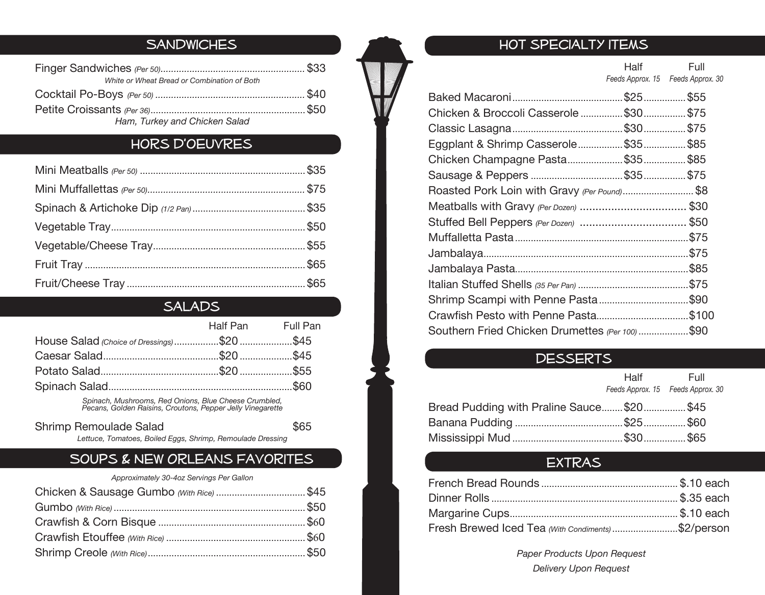## SANDWICHES

| | |
|---|---|
| Finger Sandwiches *(Per 50)* | $33 |
| *White or Wheat Bread or Combination of Both* | |
| Cocktail Po-Boys *(Per 50)* | $40 |
| Petite Croissants *(Per 36)* | $50 |
| *Ham, Turkey and Chicken Salad* | |

## HORS D'OEUVRES

| | |
|---|---|
| Mini Meatballs *(Per 50)* | $35 |
| Mini Muffallettas *(Per 50)* | $75 |
| Spinach & Artichoke Dip *(1/2 Pan)* | $35 |
| Vegetable Tray | $50 |
| Vegetable/Cheese Tray | $55 |
| Fruit Tray | $65 |
| Fruit/Cheese Tray | $65 |

## SALADS

| | Half Pan | Full Pan |
|---|---|---|
| House Salad *(Choice of Dressings)* | $20 | $45 |
| Caesar Salad | $20 | $45 |
| Potato Salad | $20 | $55 |
| Spinach Salad | | $60 |
| *Spinach, Mushrooms, Red Onions, Blue Cheese Crumbled, Pecans, Golden Raisins, Croutons, Pepper Jelly Vinegarette* | | |
| Shrimp Remoulade Salad | | $65 |
| *Lettuce, Tomatoes, Boiled Eggs, Shrimp, Remoulade Dressing* | | |

## SOUPS & NEW ORLEANS FAVORITES

*Approximately 30-4oz Servings Per Gallon*

| | |
|---|---|
| Chicken & Sausage Gumbo *(With Rice)* | $45 |
| Gumbo *(With Rice)* | $50 |
| Crawfish & Corn Bisque | $60 |
| Crawfish Etouffee *(With Rice)* | $60 |
| Shrimp Creole *(With Rice)* | $50 |

## HOT SPECIALTY ITEMS

| | Half *Feeds Approx. 15* | Full *Feeds Approx. 30* |
|---|---|---|
| Baked Macaroni | $25 | $55 |
| Chicken & Broccoli Casserole | $30 | $75 |
| Classic Lasagna | $30 | $75 |
| Eggplant & Shrimp Casserole | $35 | $85 |
| Chicken Champagne Pasta | $35 | $85 |
| Sausage & Peppers | $35 | $75 |
| Roasted Pork Loin with Gravy *(Per Pound)* | | $8 |
| Meatballs with Gravy *(Per Dozen)* | | $30 |
| Stuffed Bell Peppers *(Per Dozen)* | | $50 |
| Muffalletta Pasta | | $75 |
| Jambalaya | | $75 |
| Jambalaya Pasta | | $85 |
| Italian Stuffed Shells *(35 Per Pan)* | | $75 |
| Shrimp Scampi with Penne Pasta | | $90 |
| Crawfish Pesto with Penne Pasta | | $100 |
| Southern Fried Chicken Drumettes *(Per 100)* | | $90 |

## DESSERTS

| | Half *Feeds Approx. 15* | Full *Feeds Approx. 30* |
|---|---|---|
| Bread Pudding with Praline Sauce | $20 | $45 |
| Banana Pudding | $25 | $60 |
| Mississippi Mud | $30 | $65 |

## EXTRAS

| | |
|---|---|
| French Bread Rounds | $.10 each |
| Dinner Rolls | $.35 each |
| Margarine Cups | $.10 each |
| Fresh Brewed Iced Tea *(With Condiments)* | $2/person |

*Paper Products Upon Request*

*Delivery Upon Request*